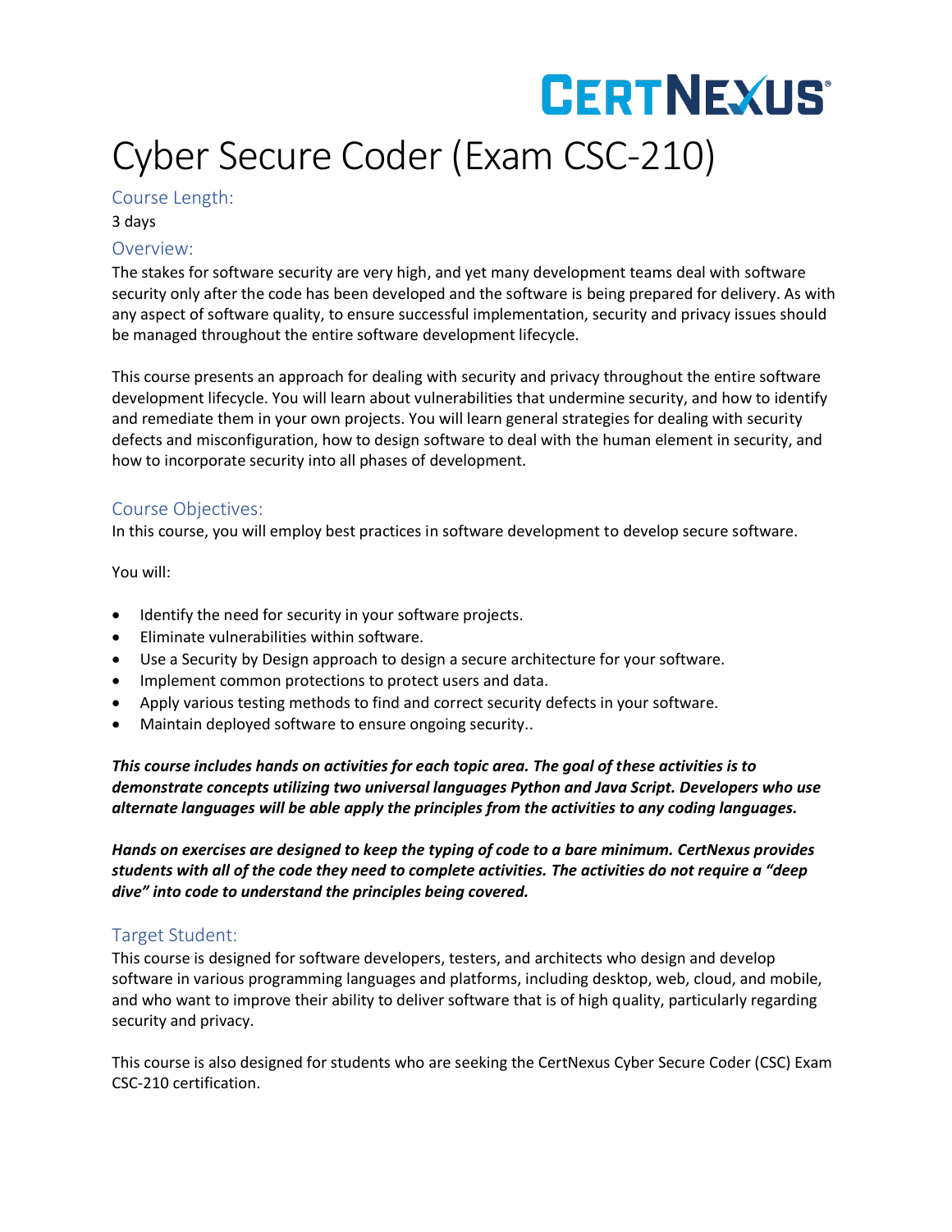CERTNEXUS®

# Cyber Secure Coder (Exam CSC-210)

## Course Length:

3 days

## Overview:

The stakes for software security are very high, and yet many development teams deal with software security only after the code has been developed and the software is being prepared for delivery. As with any aspect of software quality, to ensure successful implementation, security and privacy issues should be managed throughout the entire software development lifecycle.

This course presents an approach for dealing with security and privacy throughout the entire software development lifecycle. You will learn about vulnerabilities that undermine security, and how to identify and remediate them in your own projects. You will learn general strategies for dealing with security defects and misconfiguration, how to design software to deal with the human element in security, and how to incorporate security into all phases of development.

## Course Objectives:

In this course, you will employ best practices in software development to develop secure software.

You will:

- Identify the need for security in your software projects.
- Eliminate vulnerabilities within software.
- Use a Security by Design approach to design a secure architecture for your software.
- Implement common protections to protect users and data.
- Apply various testing methods to find and correct security defects in your software.
- Maintain deployed software to ensure ongoing security..

***This course includes hands on activities for each topic area. The goal of these activities is to demonstrate concepts utilizing two universal languages Python and Java Script. Developers who use alternate languages will be able apply the principles from the activities to any coding languages.***

***Hands on exercises are designed to keep the typing of code to a bare minimum. CertNexus provides students with all of the code they need to complete activities. The activities do not require a "deep dive" into code to understand the principles being covered.***

## Target Student:

This course is designed for software developers, testers, and architects who design and develop software in various programming languages and platforms, including desktop, web, cloud, and mobile, and who want to improve their ability to deliver software that is of high quality, particularly regarding security and privacy.

This course is also designed for students who are seeking the CertNexus Cyber Secure Coder (CSC) Exam CSC-210 certification.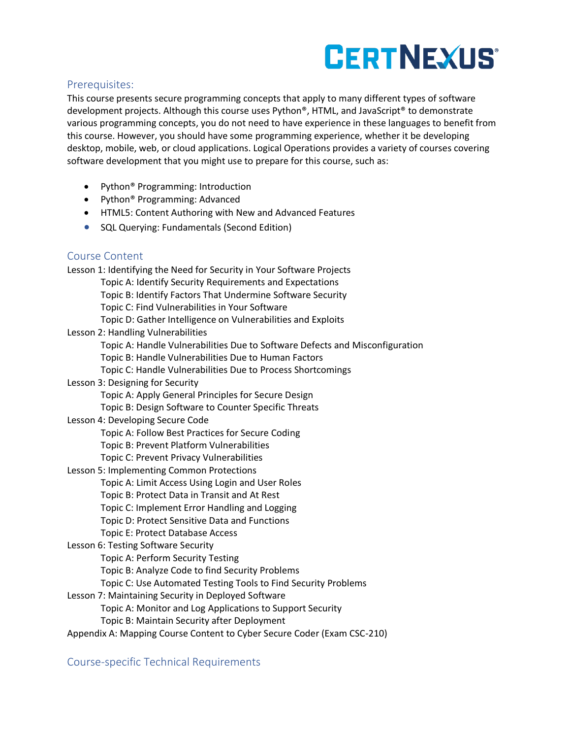## Prerequisites:

This course presents secure programming concepts that apply to many different types of software development projects. Although this course uses Python®, HTML, and JavaScript® to demonstrate various programming concepts, you do not need to have experience in these languages to benefit from this course. However, you should have some programming experience, whether it be developing desktop, mobile, web, or cloud applications. Logical Operations provides a variety of courses covering software development that you might use to prepare for this course, such as:

- Python® Programming: Introduction
- Python® Programming: Advanced
- HTML5: Content Authoring with New and Advanced Features
- SQL Querying: Fundamentals (Second Edition)

## Course Content

Lesson 1: Identifying the Need for Security in Your Software Projects
- Topic A: Identify Security Requirements and Expectations
- Topic B: Identify Factors That Undermine Software Security
- Topic C: Find Vulnerabilities in Your Software
- Topic D: Gather Intelligence on Vulnerabilities and Exploits

Lesson 2: Handling Vulnerabilities
- Topic A: Handle Vulnerabilities Due to Software Defects and Misconfiguration
- Topic B: Handle Vulnerabilities Due to Human Factors
- Topic C: Handle Vulnerabilities Due to Process Shortcomings

Lesson 3: Designing for Security
- Topic A: Apply General Principles for Secure Design
- Topic B: Design Software to Counter Specific Threats

Lesson 4: Developing Secure Code
- Topic A: Follow Best Practices for Secure Coding
- Topic B: Prevent Platform Vulnerabilities
- Topic C: Prevent Privacy Vulnerabilities

Lesson 5: Implementing Common Protections
- Topic A: Limit Access Using Login and User Roles
- Topic B: Protect Data in Transit and At Rest
- Topic C: Implement Error Handling and Logging
- Topic D: Protect Sensitive Data and Functions
- Topic E: Protect Database Access

Lesson 6: Testing Software Security
- Topic A: Perform Security Testing
- Topic B: Analyze Code to find Security Problems
- Topic C: Use Automated Testing Tools to Find Security Problems

Lesson 7: Maintaining Security in Deployed Software
- Topic A: Monitor and Log Applications to Support Security
- Topic B: Maintain Security after Deployment

Appendix A: Mapping Course Content to Cyber Secure Coder (Exam CSC-210)

## Course-specific Technical Requirements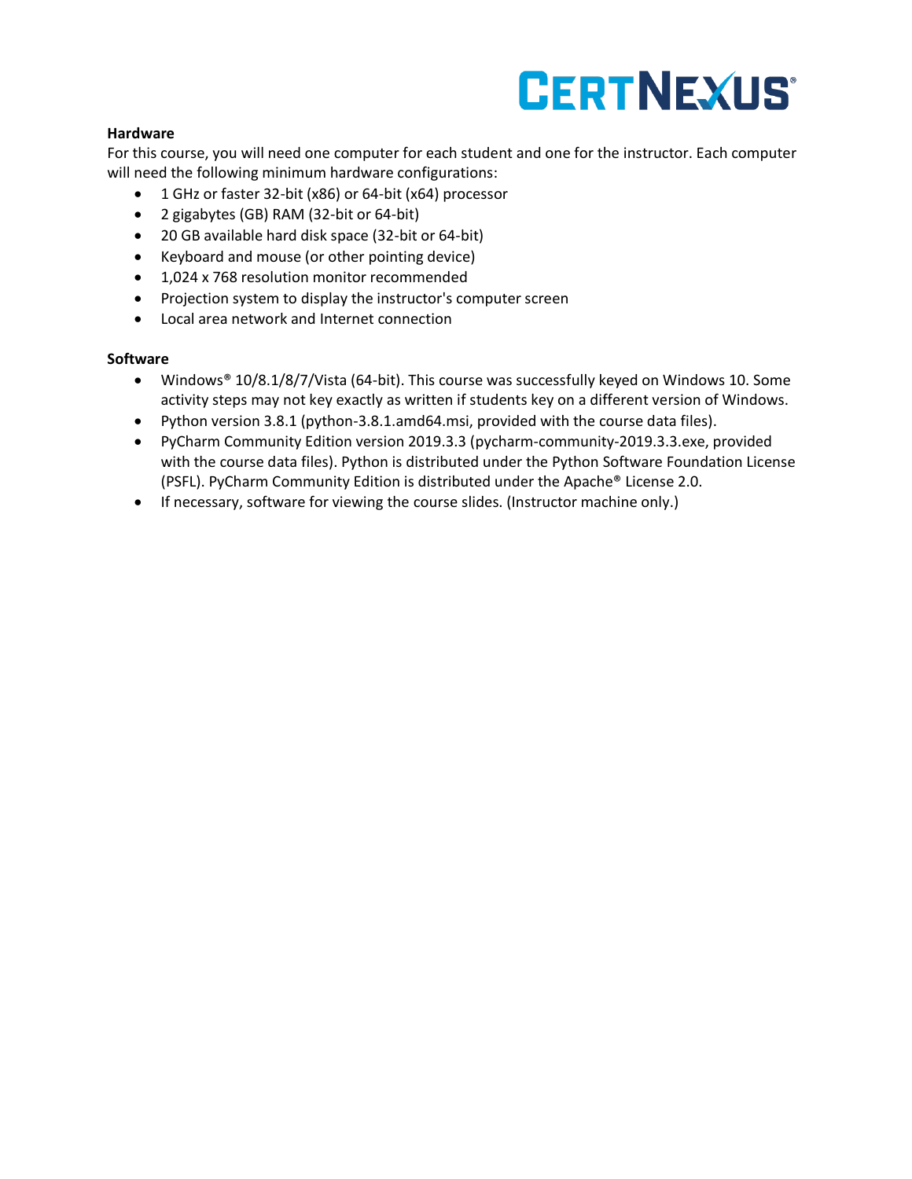**Hardware**

For this course, you will need one computer for each student and one for the instructor. Each computer will need the following minimum hardware configurations:

- 1 GHz or faster 32-bit (x86) or 64-bit (x64) processor
- 2 gigabytes (GB) RAM (32-bit or 64-bit)
- 20 GB available hard disk space (32-bit or 64-bit)
- Keyboard and mouse (or other pointing device)
- 1,024 x 768 resolution monitor recommended
- Projection system to display the instructor's computer screen
- Local area network and Internet connection

**Software**

- Windows® 10/8.1/8/7/Vista (64-bit). This course was successfully keyed on Windows 10. Some activity steps may not key exactly as written if students key on a different version of Windows.
- Python version 3.8.1 (python-3.8.1.amd64.msi, provided with the course data files).
- PyCharm Community Edition version 2019.3.3 (pycharm-community-2019.3.3.exe, provided with the course data files). Python is distributed under the Python Software Foundation License (PSFL). PyCharm Community Edition is distributed under the Apache® License 2.0.
- If necessary, software for viewing the course slides. (Instructor machine only.)